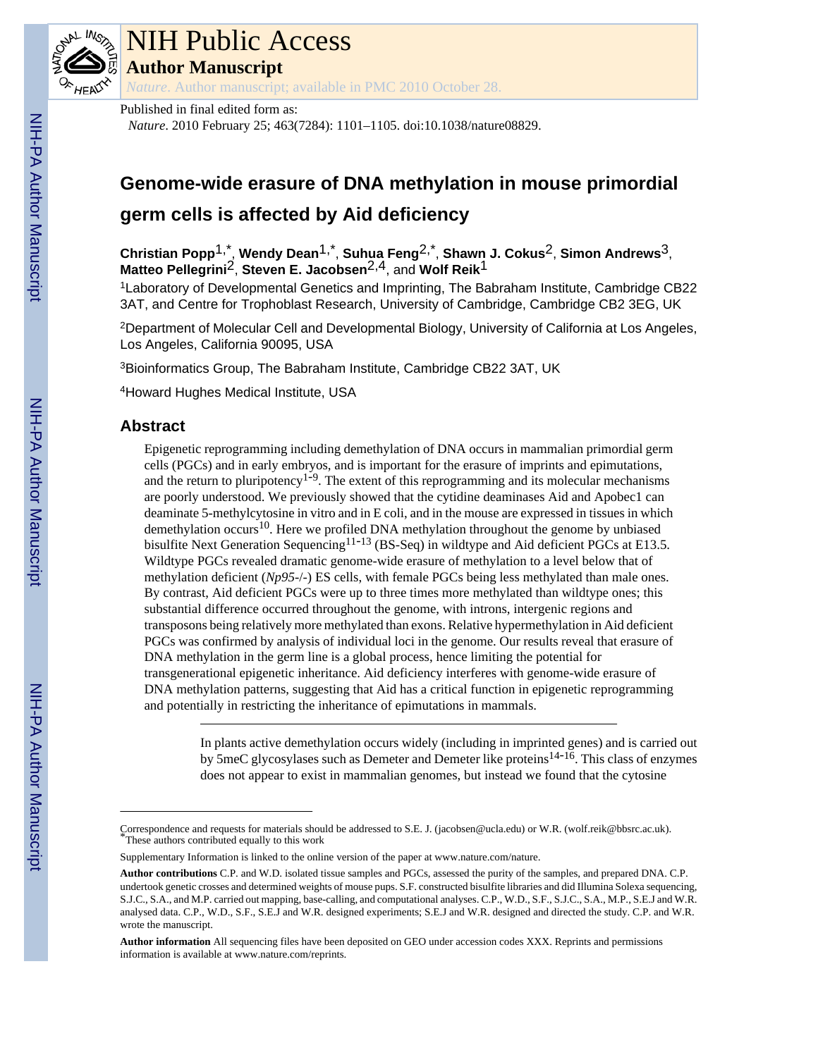# NIH Public Access

## Author Manuscript

*Nature*. Author manuscript; available in PMC 2010 October 28.

Published in final edited form as:

*Nature*. 2010 February 25; 463(7284): 1101–1105. doi:10.1038/nature08829.

# Genome-wide erasure of DNA methylation in mouse primordial germ cells is affected by Aid deficiency

**Christian Popp**[1,*], **Wendy Dean**[1,*], **Suhua Feng**[2,*], **Shawn J. Cokus**[2], **Simon Andrews**[3], **Matteo Pellegrini**[2], **Steven E. Jacobsen**[2,4], and **Wolf Reik**[1]

[1]Laboratory of Developmental Genetics and Imprinting, The Babraham Institute, Cambridge CB22 3AT, and Centre for Trophoblast Research, University of Cambridge, Cambridge CB2 3EG, UK

[2]Department of Molecular Cell and Developmental Biology, University of California at Los Angeles, Los Angeles, California 90095, USA

[3]Bioinformatics Group, The Babraham Institute, Cambridge CB22 3AT, UK

[4]Howard Hughes Medical Institute, USA

## Abstract

Epigenetic reprogramming including demethylation of DNA occurs in mammalian primordial germ cells (PGCs) and in early embryos, and is important for the erasure of imprints and epimutations, and the return to pluripotency[1-9]. The extent of this reprogramming and its molecular mechanisms are poorly understood. We previously showed that the cytidine deaminases Aid and Apobec1 can deaminate 5-methylcytosine in vitro and in E coli, and in the mouse are expressed in tissues in which demethylation occurs[10]. Here we profiled DNA methylation throughout the genome by unbiased bisulfite Next Generation Sequencing[11-13] (BS-Seq) in wildtype and Aid deficient PGCs at E13.5. Wildtype PGCs revealed dramatic genome-wide erasure of methylation to a level below that of methylation deficient (*Np95*-/-) ES cells, with female PGCs being less methylated than male ones. By contrast, Aid deficient PGCs were up to three times more methylated than wildtype ones; this substantial difference occurred throughout the genome, with introns, intergenic regions and transposons being relatively more methylated than exons. Relative hypermethylation in Aid deficient PGCs was confirmed by analysis of individual loci in the genome. Our results reveal that erasure of DNA methylation in the germ line is a global process, hence limiting the potential for transgenerational epigenetic inheritance. Aid deficiency interferes with genome-wide erasure of DNA methylation patterns, suggesting that Aid has a critical function in epigenetic reprogramming and potentially in restricting the inheritance of epimutations in mammals.

---

In plants active demethylation occurs widely (including in imprinted genes) and is carried out by 5meC glycosylases such as Demeter and Demeter like proteins[14-16]. This class of enzymes does not appear to exist in mammalian genomes, but instead we found that the cytosine

---

Correspondence and requests for materials should be addressed to S.E. J. (jacobsen@ucla.edu) or W.R. (wolf.reik@bbsrc.ac.uk).
*These authors contributed equally to this work

Supplementary Information is linked to the online version of the paper at www.nature.com/nature.

**Author contributions** C.P. and W.D. isolated tissue samples and PGCs, assessed the purity of the samples, and prepared DNA. C.P. undertook genetic crosses and determined weights of mouse pups. S.F. constructed bisulfite libraries and did Illumina Solexa sequencing, S.J.C., S.A., and M.P. carried out mapping, base-calling, and computational analyses. C.P., W.D., S.F., S.J.C., S.A., M.P., S.E.J and W.R. analysed data. C.P., W.D., S.F., S.E.J and W.R. designed experiments; S.E.J and W.R. designed and directed the study. C.P. and W.R. wrote the manuscript.

**Author information** All sequencing files have been deposited on GEO under accession codes XXX. Reprints and permissions information is available at www.nature.com/reprints.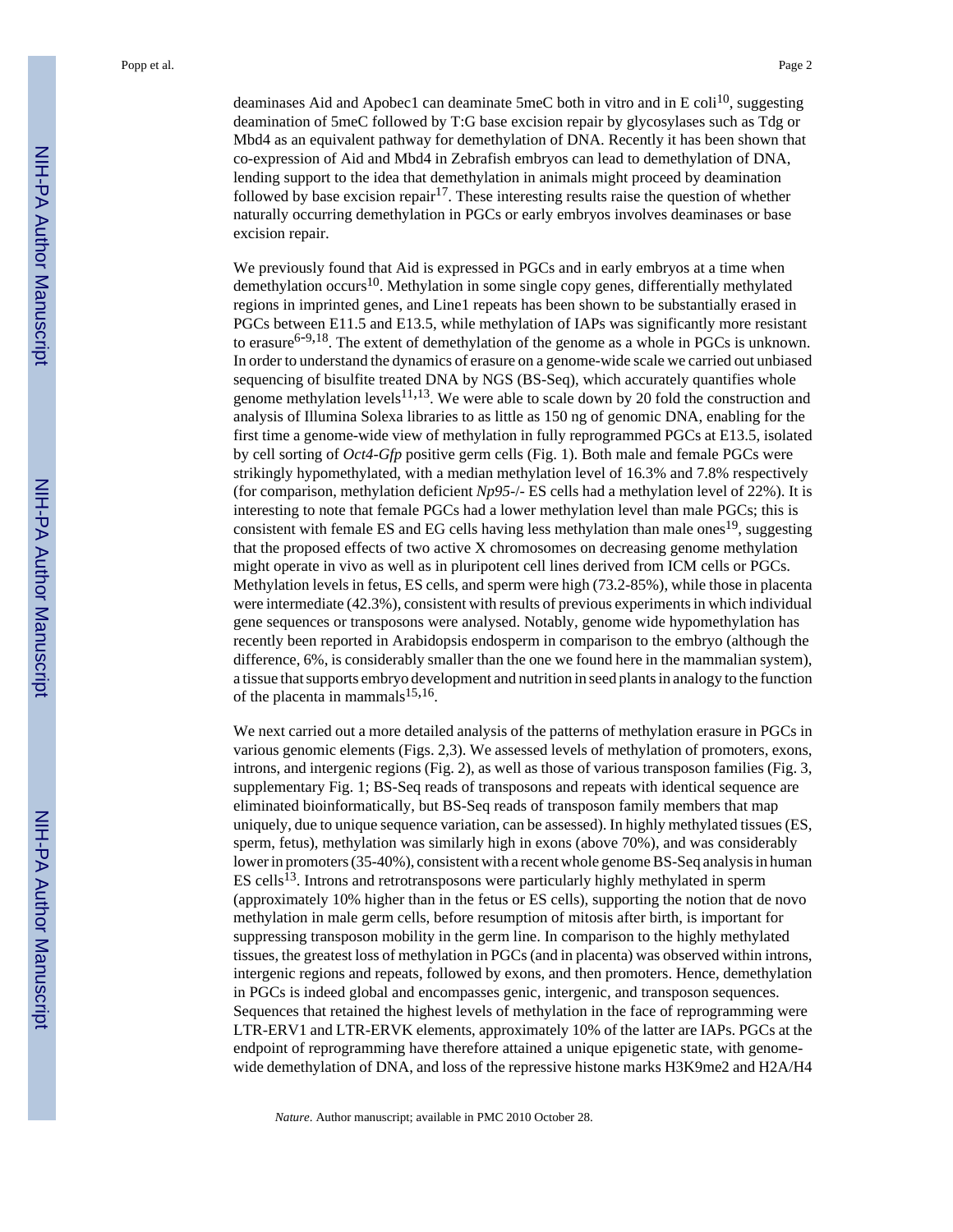deaminases Aid and Apobec1 can deaminate 5meC both in vitro and in E coli[10], suggesting deamination of 5meC followed by T:G base excision repair by glycosylases such as Tdg or Mbd4 as an equivalent pathway for demethylation of DNA. Recently it has been shown that co-expression of Aid and Mbd4 in Zebrafish embryos can lead to demethylation of DNA, lending support to the idea that demethylation in animals might proceed by deamination followed by base excision repair[17]. These interesting results raise the question of whether naturally occurring demethylation in PGCs or early embryos involves deaminases or base excision repair.

We previously found that Aid is expressed in PGCs and in early embryos at a time when demethylation occurs[10]. Methylation in some single copy genes, differentially methylated regions in imprinted genes, and Line1 repeats has been shown to be substantially erased in PGCs between E11.5 and E13.5, while methylation of IAPs was significantly more resistant to erasure[6-9,18]. The extent of demethylation of the genome as a whole in PGCs is unknown. In order to understand the dynamics of erasure on a genome-wide scale we carried out unbiased sequencing of bisulfite treated DNA by NGS (BS-Seq), which accurately quantifies whole genome methylation levels[11,13]. We were able to scale down by 20 fold the construction and analysis of Illumina Solexa libraries to as little as 150 ng of genomic DNA, enabling for the first time a genome-wide view of methylation in fully reprogrammed PGCs at E13.5, isolated by cell sorting of *Oct4-Gfp* positive germ cells (Fig. 1). Both male and female PGCs were strikingly hypomethylated, with a median methylation level of 16.3% and 7.8% respectively (for comparison, methylation deficient *Np95*-/- ES cells had a methylation level of 22%). It is interesting to note that female PGCs had a lower methylation level than male PGCs; this is consistent with female ES and EG cells having less methylation than male ones[19], suggesting that the proposed effects of two active X chromosomes on decreasing genome methylation might operate in vivo as well as in pluripotent cell lines derived from ICM cells or PGCs. Methylation levels in fetus, ES cells, and sperm were high (73.2-85%), while those in placenta were intermediate (42.3%), consistent with results of previous experiments in which individual gene sequences or transposons were analysed. Notably, genome wide hypomethylation has recently been reported in Arabidopsis endosperm in comparison to the embryo (although the difference, 6%, is considerably smaller than the one we found here in the mammalian system), a tissue that supports embryo development and nutrition in seed plants in analogy to the function of the placenta in mammals[15,16].

We next carried out a more detailed analysis of the patterns of methylation erasure in PGCs in various genomic elements (Figs. 2,3). We assessed levels of methylation of promoters, exons, introns, and intergenic regions (Fig. 2), as well as those of various transposon families (Fig. 3, supplementary Fig. 1; BS-Seq reads of transposons and repeats with identical sequence are eliminated bioinformatically, but BS-Seq reads of transposon family members that map uniquely, due to unique sequence variation, can be assessed). In highly methylated tissues (ES, sperm, fetus), methylation was similarly high in exons (above 70%), and was considerably lower in promoters (35-40%), consistent with a recent whole genome BS-Seq analysis in human ES cells[13]. Introns and retrotransposons were particularly highly methylated in sperm (approximately 10% higher than in the fetus or ES cells), supporting the notion that de novo methylation in male germ cells, before resumption of mitosis after birth, is important for suppressing transposon mobility in the germ line. In comparison to the highly methylated tissues, the greatest loss of methylation in PGCs (and in placenta) was observed within introns, intergenic regions and repeats, followed by exons, and then promoters. Hence, demethylation in PGCs is indeed global and encompasses genic, intergenic, and transposon sequences. Sequences that retained the highest levels of methylation in the face of reprogramming were LTR-ERV1 and LTR-ERVK elements, approximately 10% of the latter are IAPs. PGCs at the endpoint of reprogramming have therefore attained a unique epigenetic state, with genome-wide demethylation of DNA, and loss of the repressive histone marks H3K9me2 and H2A/H4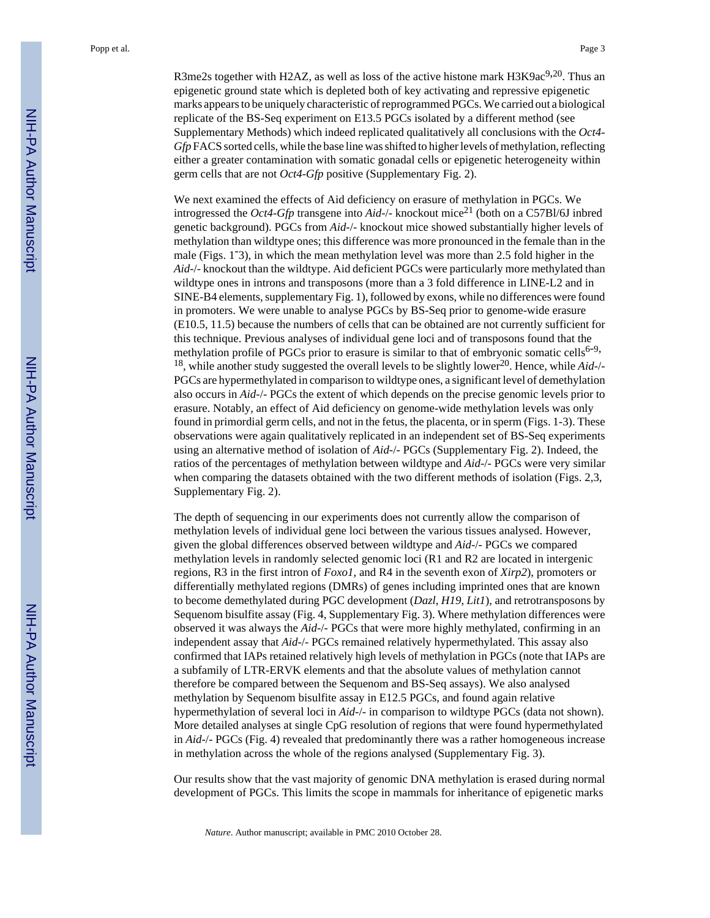R3me2s together with H2AZ, as well as loss of the active histone mark H3K9ac[9,20]. Thus an epigenetic ground state which is depleted both of key activating and repressive epigenetic marks appears to be uniquely characteristic of reprogrammed PGCs. We carried out a biological replicate of the BS-Seq experiment on E13.5 PGCs isolated by a different method (see Supplementary Methods) which indeed replicated qualitatively all conclusions with the *Oct4-Gfp* FACS sorted cells, while the base line was shifted to higher levels of methylation, reflecting either a greater contamination with somatic gonadal cells or epigenetic heterogeneity within germ cells that are not *Oct4-Gfp* positive (Supplementary Fig. 2).

We next examined the effects of Aid deficiency on erasure of methylation in PGCs. We introgressed the *Oct4-Gfp* transgene into *Aid*-/- knockout mice[21] (both on a C57Bl/6J inbred genetic background). PGCs from *Aid*-/- knockout mice showed substantially higher levels of methylation than wildtype ones; this difference was more pronounced in the female than in the male (Figs. 1-3), in which the mean methylation level was more than 2.5 fold higher in the *Aid*-/- knockout than the wildtype. Aid deficient PGCs were particularly more methylated than wildtype ones in introns and transposons (more than a 3 fold difference in LINE-L2 and in SINE-B4 elements, supplementary Fig. 1), followed by exons, while no differences were found in promoters. We were unable to analyse PGCs by BS-Seq prior to genome-wide erasure (E10.5, 11.5) because the numbers of cells that can be obtained are not currently sufficient for this technique. Previous analyses of individual gene loci and of transposons found that the methylation profile of PGCs prior to erasure is similar to that of embryonic somatic cells[6-9, 18], while another study suggested the overall levels to be slightly lower[20]. Hence, while *Aid*-/- PGCs are hypermethylated in comparison to wildtype ones, a significant level of demethylation also occurs in *Aid*-/- PGCs the extent of which depends on the precise genomic levels prior to erasure. Notably, an effect of Aid deficiency on genome-wide methylation levels was only found in primordial germ cells, and not in the fetus, the placenta, or in sperm (Figs. 1-3). These observations were again qualitatively replicated in an independent set of BS-Seq experiments using an alternative method of isolation of *Aid*-/- PGCs (Supplementary Fig. 2). Indeed, the ratios of the percentages of methylation between wildtype and *Aid*-/- PGCs were very similar when comparing the datasets obtained with the two different methods of isolation (Figs. 2,3, Supplementary Fig. 2).

The depth of sequencing in our experiments does not currently allow the comparison of methylation levels of individual gene loci between the various tissues analysed. However, given the global differences observed between wildtype and *Aid*-/- PGCs we compared methylation levels in randomly selected genomic loci (R1 and R2 are located in intergenic regions, R3 in the first intron of *Foxo1*, and R4 in the seventh exon of *Xirp2*), promoters or differentially methylated regions (DMRs) of genes including imprinted ones that are known to become demethylated during PGC development (*Dazl*, *H19*, *Lit1*), and retrotransposons by Sequenom bisulfite assay (Fig. 4, Supplementary Fig. 3). Where methylation differences were observed it was always the *Aid*-/- PGCs that were more highly methylated, confirming in an independent assay that *Aid*-/- PGCs remained relatively hypermethylated. This assay also confirmed that IAPs retained relatively high levels of methylation in PGCs (note that IAPs are a subfamily of LTR-ERVK elements and that the absolute values of methylation cannot therefore be compared between the Sequenom and BS-Seq assays). We also analysed methylation by Sequenom bisulfite assay in E12.5 PGCs, and found again relative hypermethylation of several loci in *Aid*-/- in comparison to wildtype PGCs (data not shown). More detailed analyses at single CpG resolution of regions that were found hypermethylated in *Aid*-/- PGCs (Fig. 4) revealed that predominantly there was a rather homogeneous increase in methylation across the whole of the regions analysed (Supplementary Fig. 3).

Our results show that the vast majority of genomic DNA methylation is erased during normal development of PGCs. This limits the scope in mammals for inheritance of epigenetic marks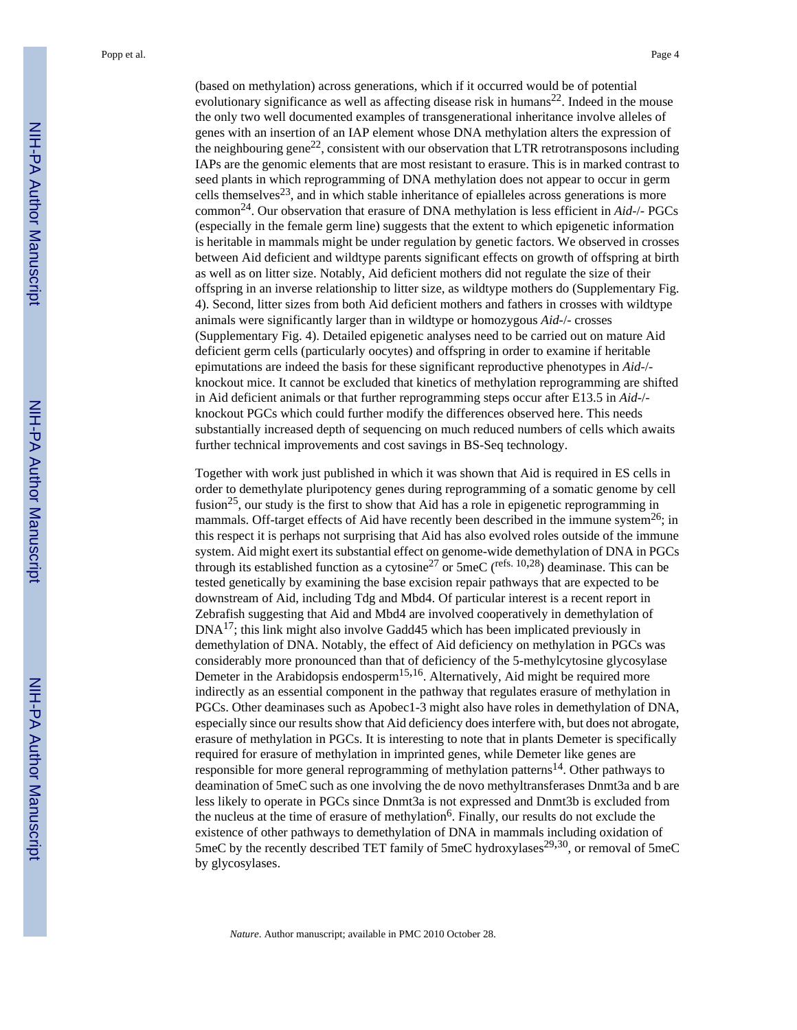(based on methylation) across generations, which if it occurred would be of potential evolutionary significance as well as affecting disease risk in humans[22]. Indeed in the mouse the only two well documented examples of transgenerational inheritance involve alleles of genes with an insertion of an IAP element whose DNA methylation alters the expression of the neighbouring gene[22], consistent with our observation that LTR retrotransposons including IAPs are the genomic elements that are most resistant to erasure. This is in marked contrast to seed plants in which reprogramming of DNA methylation does not appear to occur in germ cells themselves[23], and in which stable inheritance of epialleles across generations is more common[24]. Our observation that erasure of DNA methylation is less efficient in *Aid*-/- PGCs (especially in the female germ line) suggests that the extent to which epigenetic information is heritable in mammals might be under regulation by genetic factors. We observed in crosses between Aid deficient and wildtype parents significant effects on growth of offspring at birth as well as on litter size. Notably, Aid deficient mothers did not regulate the size of their offspring in an inverse relationship to litter size, as wildtype mothers do (Supplementary Fig. 4). Second, litter sizes from both Aid deficient mothers and fathers in crosses with wildtype animals were significantly larger than in wildtype or homozygous *Aid*-/- crosses (Supplementary Fig. 4). Detailed epigenetic analyses need to be carried out on mature Aid deficient germ cells (particularly oocytes) and offspring in order to examine if heritable epimutations are indeed the basis for these significant reproductive phenotypes in *Aid*-/- knockout mice. It cannot be excluded that kinetics of methylation reprogramming are shifted in Aid deficient animals or that further reprogramming steps occur after E13.5 in *Aid*-/- knockout PGCs which could further modify the differences observed here. This needs substantially increased depth of sequencing on much reduced numbers of cells which awaits further technical improvements and cost savings in BS-Seq technology.

Together with work just published in which it was shown that Aid is required in ES cells in order to demethylate pluripotency genes during reprogramming of a somatic genome by cell fusion[25], our study is the first to show that Aid has a role in epigenetic reprogramming in mammals. Off-target effects of Aid have recently been described in the immune system[26]; in this respect it is perhaps not surprising that Aid has also evolved roles outside of the immune system. Aid might exert its substantial effect on genome-wide demethylation of DNA in PGCs through its established function as a cytosine[27] or 5meC ([refs. 10,28]) deaminase. This can be tested genetically by examining the base excision repair pathways that are expected to be downstream of Aid, including Tdg and Mbd4. Of particular interest is a recent report in Zebrafish suggesting that Aid and Mbd4 are involved cooperatively in demethylation of DNA[17]; this link might also involve Gadd45 which has been implicated previously in demethylation of DNA. Notably, the effect of Aid deficiency on methylation in PGCs was considerably more pronounced than that of deficiency of the 5-methylcytosine glycosylase Demeter in the Arabidopsis endosperm[15,16]. Alternatively, Aid might be required more indirectly as an essential component in the pathway that regulates erasure of methylation in PGCs. Other deaminases such as Apobec1-3 might also have roles in demethylation of DNA, especially since our results show that Aid deficiency does interfere with, but does not abrogate, erasure of methylation in PGCs. It is interesting to note that in plants Demeter is specifically required for erasure of methylation in imprinted genes, while Demeter like genes are responsible for more general reprogramming of methylation patterns[14]. Other pathways to deamination of 5meC such as one involving the de novo methyltransferases Dnmt3a and b are less likely to operate in PGCs since Dnmt3a is not expressed and Dnmt3b is excluded from the nucleus at the time of erasure of methylation[6]. Finally, our results do not exclude the existence of other pathways to demethylation of DNA in mammals including oxidation of 5meC by the recently described TET family of 5meC hydroxylases[29,30], or removal of 5meC by glycosylases.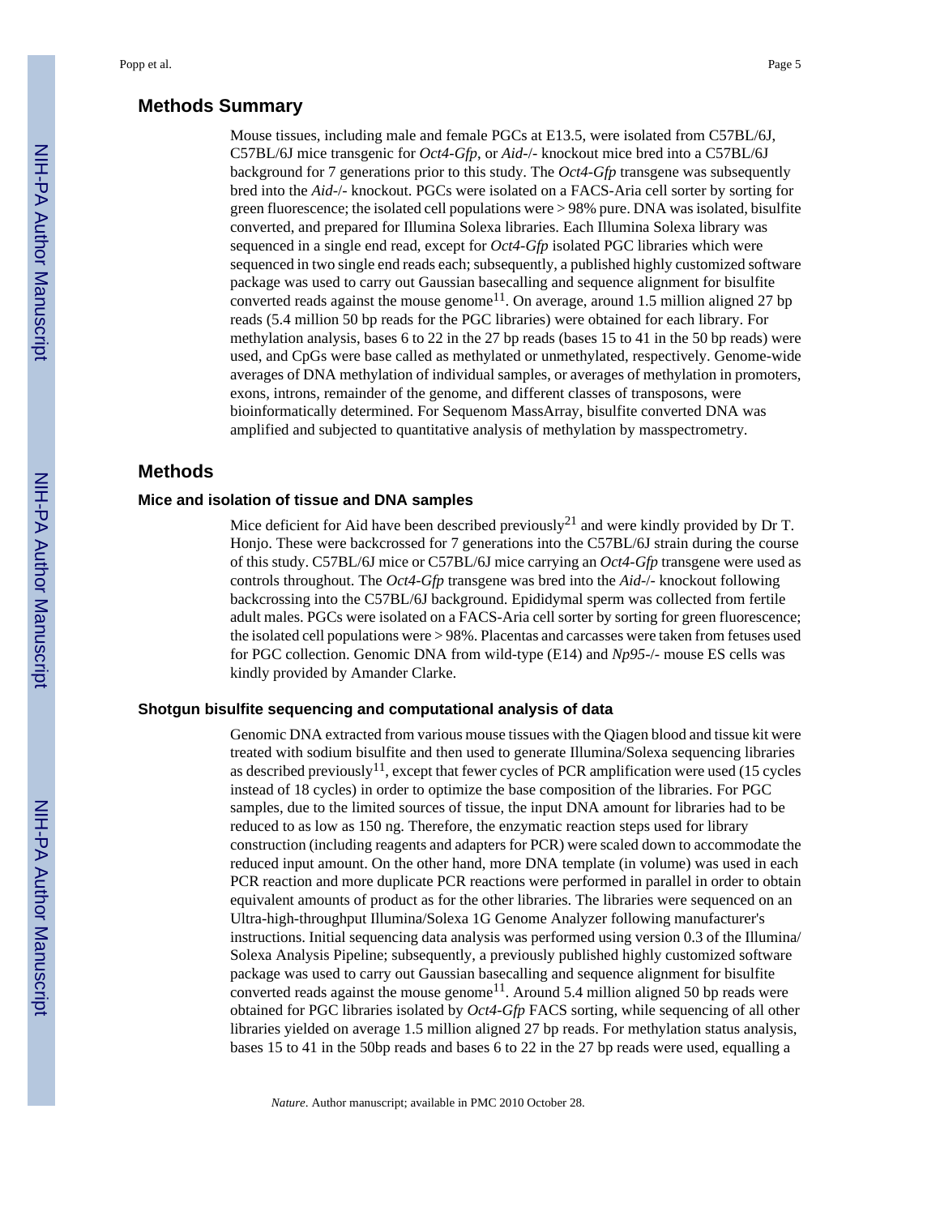## Methods Summary

Mouse tissues, including male and female PGCs at E13.5, were isolated from C57BL/6J, C57BL/6J mice transgenic for *Oct4-Gfp*, or *Aid*-/- knockout mice bred into a C57BL/6J background for 7 generations prior to this study. The *Oct4-Gfp* transgene was subsequently bred into the *Aid*-/- knockout. PGCs were isolated on a FACS-Aria cell sorter by sorting for green fluorescence; the isolated cell populations were > 98% pure. DNA was isolated, bisulfite converted, and prepared for Illumina Solexa libraries. Each Illumina Solexa library was sequenced in a single end read, except for *Oct4-Gfp* isolated PGC libraries which were sequenced in two single end reads each; subsequently, a published highly customized software package was used to carry out Gaussian basecalling and sequence alignment for bisulfite converted reads against the mouse genome[11]. On average, around 1.5 million aligned 27 bp reads (5.4 million 50 bp reads for the PGC libraries) were obtained for each library. For methylation analysis, bases 6 to 22 in the 27 bp reads (bases 15 to 41 in the 50 bp reads) were used, and CpGs were base called as methylated or unmethylated, respectively. Genome-wide averages of DNA methylation of individual samples, or averages of methylation in promoters, exons, introns, remainder of the genome, and different classes of transposons, were bioinformatically determined. For Sequenom MassArray, bisulfite converted DNA was amplified and subjected to quantitative analysis of methylation by masspectrometry.

## Methods

### Mice and isolation of tissue and DNA samples

Mice deficient for Aid have been described previously[21] and were kindly provided by Dr T. Honjo. These were backcrossed for 7 generations into the C57BL/6J strain during the course of this study. C57BL/6J mice or C57BL/6J mice carrying an *Oct4-Gfp* transgene were used as controls throughout. The *Oct4-Gfp* transgene was bred into the *Aid*-/- knockout following backcrossing into the C57BL/6J background. Epididymal sperm was collected from fertile adult males. PGCs were isolated on a FACS-Aria cell sorter by sorting for green fluorescence; the isolated cell populations were > 98%. Placentas and carcasses were taken from fetuses used for PGC collection. Genomic DNA from wild-type (E14) and *Np95*-/- mouse ES cells was kindly provided by Amander Clarke.

### Shotgun bisulfite sequencing and computational analysis of data

Genomic DNA extracted from various mouse tissues with the Qiagen blood and tissue kit were treated with sodium bisulfite and then used to generate Illumina/Solexa sequencing libraries as described previously[11], except that fewer cycles of PCR amplification were used (15 cycles instead of 18 cycles) in order to optimize the base composition of the libraries. For PGC samples, due to the limited sources of tissue, the input DNA amount for libraries had to be reduced to as low as 150 ng. Therefore, the enzymatic reaction steps used for library construction (including reagents and adapters for PCR) were scaled down to accommodate the reduced input amount. On the other hand, more DNA template (in volume) was used in each PCR reaction and more duplicate PCR reactions were performed in parallel in order to obtain equivalent amounts of product as for the other libraries. The libraries were sequenced on an Ultra-high-throughput Illumina/Solexa 1G Genome Analyzer following manufacturer's instructions. Initial sequencing data analysis was performed using version 0.3 of the Illumina/ Solexa Analysis Pipeline; subsequently, a previously published highly customized software package was used to carry out Gaussian basecalling and sequence alignment for bisulfite converted reads against the mouse genome[11]. Around 5.4 million aligned 50 bp reads were obtained for PGC libraries isolated by *Oct4-Gfp* FACS sorting, while sequencing of all other libraries yielded on average 1.5 million aligned 27 bp reads. For methylation status analysis, bases 15 to 41 in the 50bp reads and bases 6 to 22 in the 27 bp reads were used, equalling a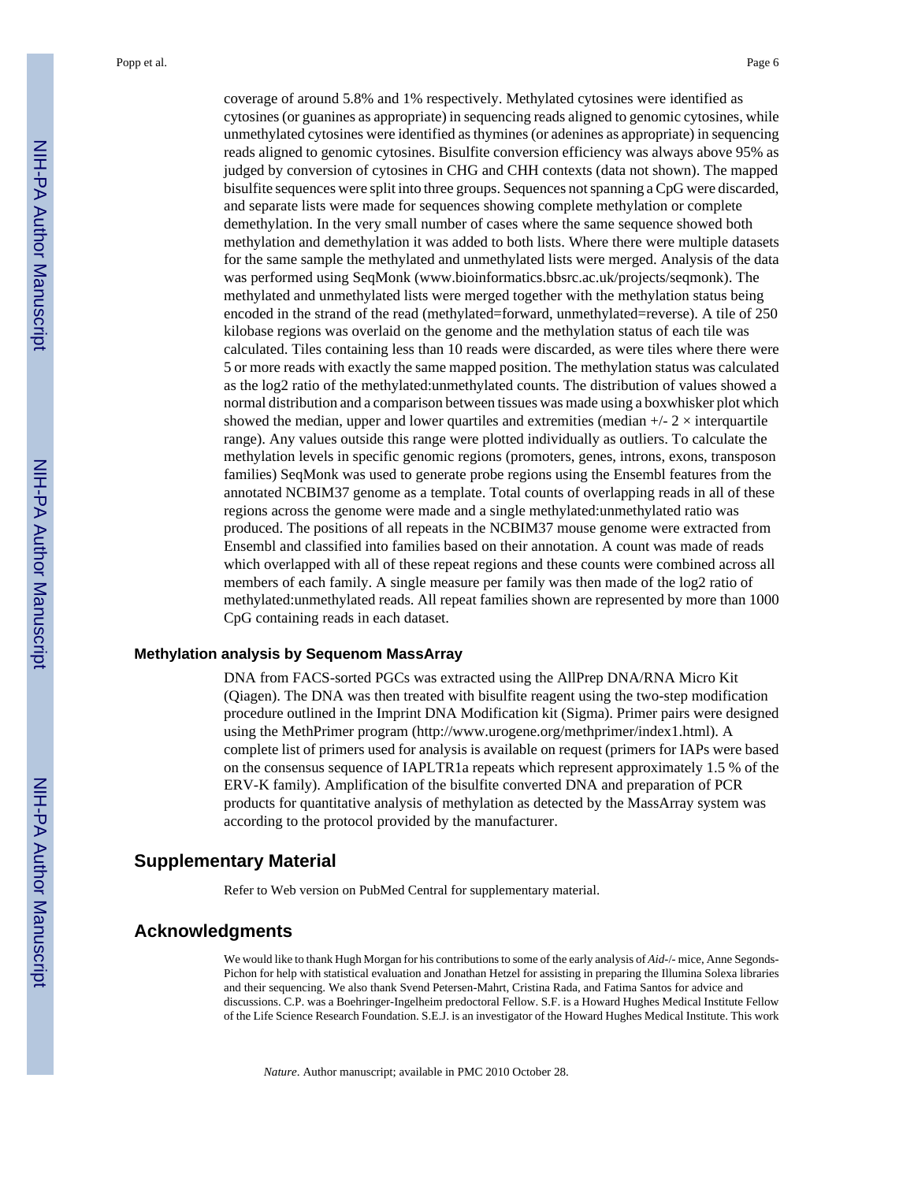coverage of around 5.8% and 1% respectively. Methylated cytosines were identified as cytosines (or guanines as appropriate) in sequencing reads aligned to genomic cytosines, while unmethylated cytosines were identified as thymines (or adenines as appropriate) in sequencing reads aligned to genomic cytosines. Bisulfite conversion efficiency was always above 95% as judged by conversion of cytosines in CHG and CHH contexts (data not shown). The mapped bisulfite sequences were split into three groups. Sequences not spanning a CpG were discarded, and separate lists were made for sequences showing complete methylation or complete demethylation. In the very small number of cases where the same sequence showed both methylation and demethylation it was added to both lists. Where there were multiple datasets for the same sample the methylated and unmethylated lists were merged. Analysis of the data was performed using SeqMonk (www.bioinformatics.bbsrc.ac.uk/projects/seqmonk). The methylated and unmethylated lists were merged together with the methylation status being encoded in the strand of the read (methylated=forward, unmethylated=reverse). A tile of 250 kilobase regions was overlaid on the genome and the methylation status of each tile was calculated. Tiles containing less than 10 reads were discarded, as were tiles where there were 5 or more reads with exactly the same mapped position. The methylation status was calculated as the log2 ratio of the methylated:unmethylated counts. The distribution of values showed a normal distribution and a comparison between tissues was made using a boxwhisker plot which showed the median, upper and lower quartiles and extremities (median +/- 2 × interquartile range). Any values outside this range were plotted individually as outliers. To calculate the methylation levels in specific genomic regions (promoters, genes, introns, exons, transposon families) SeqMonk was used to generate probe regions using the Ensembl features from the annotated NCBIM37 genome as a template. Total counts of overlapping reads in all of these regions across the genome were made and a single methylated:unmethylated ratio was produced. The positions of all repeats in the NCBIM37 mouse genome were extracted from Ensembl and classified into families based on their annotation. A count was made of reads which overlapped with all of these repeat regions and these counts were combined across all members of each family. A single measure per family was then made of the log2 ratio of methylated:unmethylated reads. All repeat families shown are represented by more than 1000 CpG containing reads in each dataset.

### Methylation analysis by Sequenom MassArray

DNA from FACS-sorted PGCs was extracted using the AllPrep DNA/RNA Micro Kit (Qiagen). The DNA was then treated with bisulfite reagent using the two-step modification procedure outlined in the Imprint DNA Modification kit (Sigma). Primer pairs were designed using the MethPrimer program (http://www.urogene.org/methprimer/index1.html). A complete list of primers used for analysis is available on request (primers for IAPs were based on the consensus sequence of IAPLTR1a repeats which represent approximately 1.5 % of the ERV-K family). Amplification of the bisulfite converted DNA and preparation of PCR products for quantitative analysis of methylation as detected by the MassArray system was according to the protocol provided by the manufacturer.

## Supplementary Material

Refer to Web version on PubMed Central for supplementary material.

## Acknowledgments

We would like to thank Hugh Morgan for his contributions to some of the early analysis of *Aid*-/- mice, Anne Segonds-Pichon for help with statistical evaluation and Jonathan Hetzel for assisting in preparing the Illumina Solexa libraries and their sequencing. We also thank Svend Petersen-Mahrt, Cristina Rada, and Fatima Santos for advice and discussions. C.P. was a Boehringer-Ingelheim predoctoral Fellow. S.F. is a Howard Hughes Medical Institute Fellow of the Life Science Research Foundation. S.E.J. is an investigator of the Howard Hughes Medical Institute. This work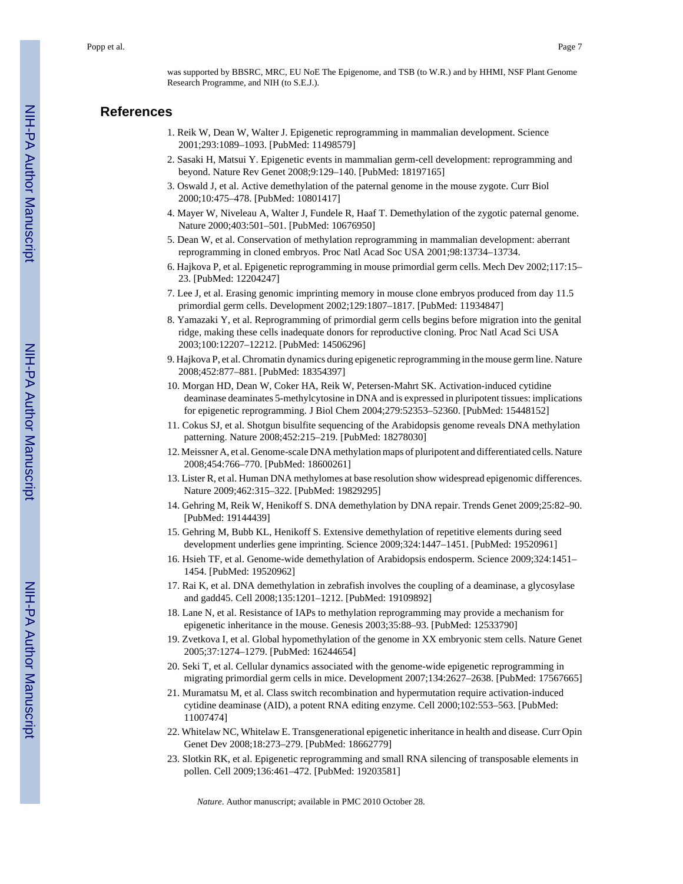was supported by BBSRC, MRC, EU NoE The Epigenome, and TSB (to W.R.) and by HHMI, NSF Plant Genome Research Programme, and NIH (to S.E.J.).

## References

1. Reik W, Dean W, Walter J. Epigenetic reprogramming in mammalian development. Science 2001;293:1089–1093. [PubMed: 11498579]
2. Sasaki H, Matsui Y. Epigenetic events in mammalian germ-cell development: reprogramming and beyond. Nature Rev Genet 2008;9:129–140. [PubMed: 18197165]
3. Oswald J, et al. Active demethylation of the paternal genome in the mouse zygote. Curr Biol 2000;10:475–478. [PubMed: 10801417]
4. Mayer W, Niveleau A, Walter J, Fundele R, Haaf T. Demethylation of the zygotic paternal genome. Nature 2000;403:501–501. [PubMed: 10676950]
5. Dean W, et al. Conservation of methylation reprogramming in mammalian development: aberrant reprogramming in cloned embryos. Proc Natl Acad Soc USA 2001;98:13734–13734.
6. Hajkova P, et al. Epigenetic reprogramming in mouse primordial germ cells. Mech Dev 2002;117:15–23. [PubMed: 12204247]
7. Lee J, et al. Erasing genomic imprinting memory in mouse clone embryos produced from day 11.5 primordial germ cells. Development 2002;129:1807–1817. [PubMed: 11934847]
8. Yamazaki Y, et al. Reprogramming of primordial germ cells begins before migration into the genital ridge, making these cells inadequate donors for reproductive cloning. Proc Natl Acad Sci USA 2003;100:12207–12212. [PubMed: 14506296]
9. Hajkova P, et al. Chromatin dynamics during epigenetic reprogramming in the mouse germ line. Nature 2008;452:877–881. [PubMed: 18354397]
10. Morgan HD, Dean W, Coker HA, Reik W, Petersen-Mahrt SK. Activation-induced cytidine deaminase deaminates 5-methylcytosine in DNA and is expressed in pluripotent tissues: implications for epigenetic reprogramming. J Biol Chem 2004;279:52353–52360. [PubMed: 15448152]
11. Cokus SJ, et al. Shotgun bisulfite sequencing of the Arabidopsis genome reveals DNA methylation patterning. Nature 2008;452:215–219. [PubMed: 18278030]
12. Meissner A, et al. Genome-scale DNA methylation maps of pluripotent and differentiated cells. Nature 2008;454:766–770. [PubMed: 18600261]
13. Lister R, et al. Human DNA methylomes at base resolution show widespread epigenomic differences. Nature 2009;462:315–322. [PubMed: 19829295]
14. Gehring M, Reik W, Henikoff S. DNA demethylation by DNA repair. Trends Genet 2009;25:82–90. [PubMed: 19144439]
15. Gehring M, Bubb KL, Henikoff S. Extensive demethylation of repetitive elements during seed development underlies gene imprinting. Science 2009;324:1447–1451. [PubMed: 19520961]
16. Hsieh TF, et al. Genome-wide demethylation of Arabidopsis endosperm. Science 2009;324:1451–1454. [PubMed: 19520962]
17. Rai K, et al. DNA demethylation in zebrafish involves the coupling of a deaminase, a glycosylase and gadd45. Cell 2008;135:1201–1212. [PubMed: 19109892]
18. Lane N, et al. Resistance of IAPs to methylation reprogramming may provide a mechanism for epigenetic inheritance in the mouse. Genesis 2003;35:88–93. [PubMed: 12533790]
19. Zvetkova I, et al. Global hypomethylation of the genome in XX embryonic stem cells. Nature Genet 2005;37:1274–1279. [PubMed: 16244654]
20. Seki T, et al. Cellular dynamics associated with the genome-wide epigenetic reprogramming in migrating primordial germ cells in mice. Development 2007;134:2627–2638. [PubMed: 17567665]
21. Muramatsu M, et al. Class switch recombination and hypermutation require activation-induced cytidine deaminase (AID), a potent RNA editing enzyme. Cell 2000;102:553–563. [PubMed: 11007474]
22. Whitelaw NC, Whitelaw E. Transgenerational epigenetic inheritance in health and disease. Curr Opin Genet Dev 2008;18:273–279. [PubMed: 18662779]
23. Slotkin RK, et al. Epigenetic reprogramming and small RNA silencing of transposable elements in pollen. Cell 2009;136:461–472. [PubMed: 19203581]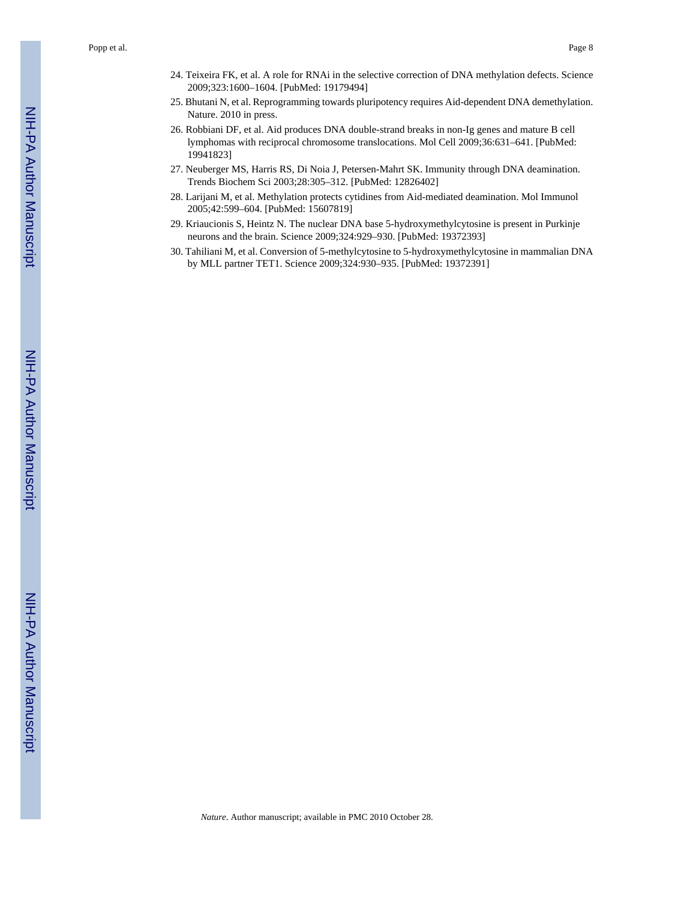24. Teixeira FK, et al. A role for RNAi in the selective correction of DNA methylation defects. Science 2009;323:1600–1604. [PubMed: 19179494]
25. Bhutani N, et al. Reprogramming towards pluripotency requires Aid-dependent DNA demethylation. Nature. 2010 in press.
26. Robbiani DF, et al. Aid produces DNA double-strand breaks in non-Ig genes and mature B cell lymphomas with reciprocal chromosome translocations. Mol Cell 2009;36:631–641. [PubMed: 19941823]
27. Neuberger MS, Harris RS, Di Noia J, Petersen-Mahrt SK. Immunity through DNA deamination. Trends Biochem Sci 2003;28:305–312. [PubMed: 12826402]
28. Larijani M, et al. Methylation protects cytidines from Aid-mediated deamination. Mol Immunol 2005;42:599–604. [PubMed: 15607819]
29. Kriaucionis S, Heintz N. The nuclear DNA base 5-hydroxymethylcytosine is present in Purkinje neurons and the brain. Science 2009;324:929–930. [PubMed: 19372393]
30. Tahiliani M, et al. Conversion of 5-methylcytosine to 5-hydroxymethylcytosine in mammalian DNA by MLL partner TET1. Science 2009;324:930–935. [PubMed: 19372391]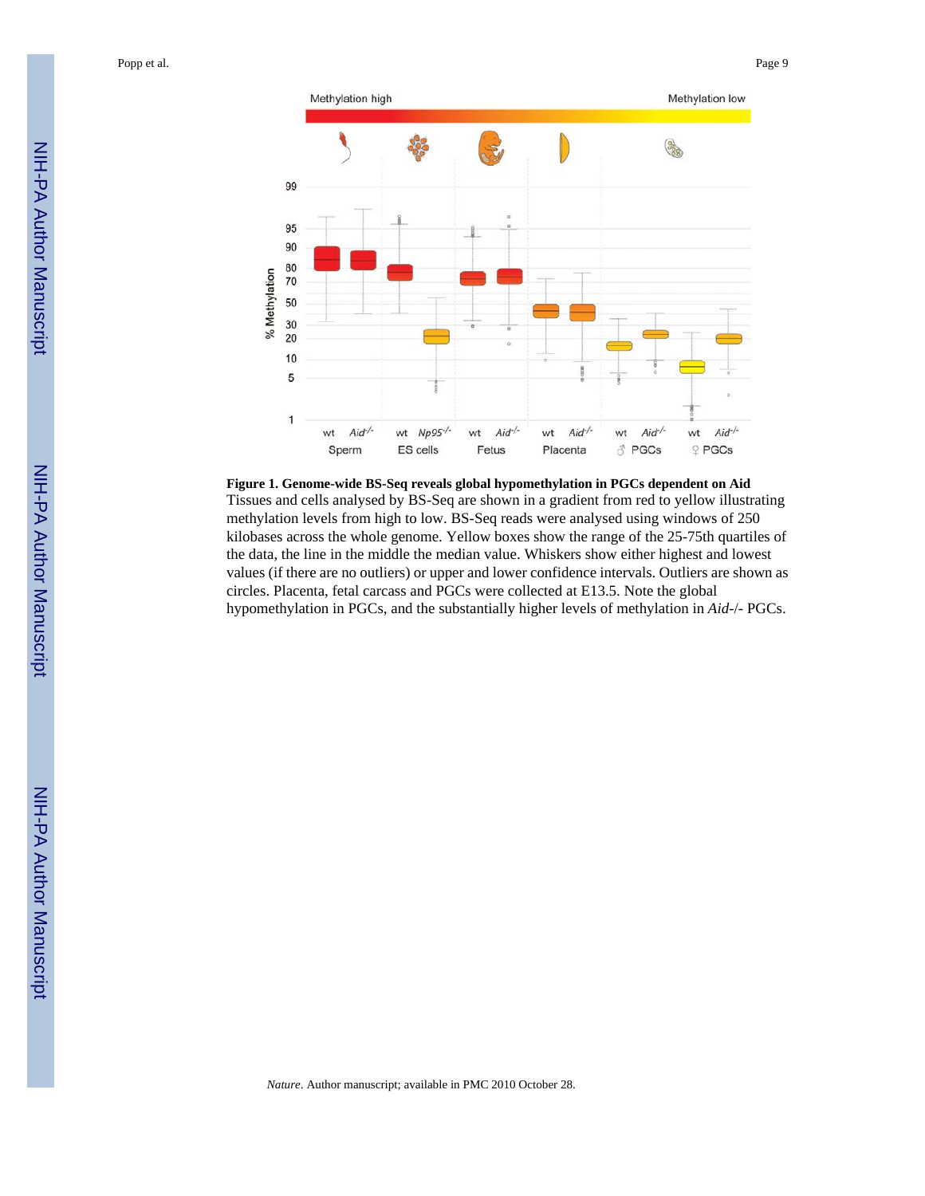**Figure 1. Genome-wide BS-Seq reveals global hypomethylation in PGCs dependent on Aid**

Tissues and cells analysed by BS-Seq are shown in a gradient from red to yellow illustrating methylation levels from high to low. BS-Seq reads were analysed using windows of 250 kilobases across the whole genome. Yellow boxes show the range of the 25-75th quartiles of the data, the line in the middle the median value. Whiskers show either highest and lowest values (if there are no outliers) or upper and lower confidence intervals. Outliers are shown as circles. Placenta, fetal carcass and PGCs were collected at E13.5. Note the global hypomethylation in PGCs, and the substantially higher levels of methylation in *Aid*-/- PGCs.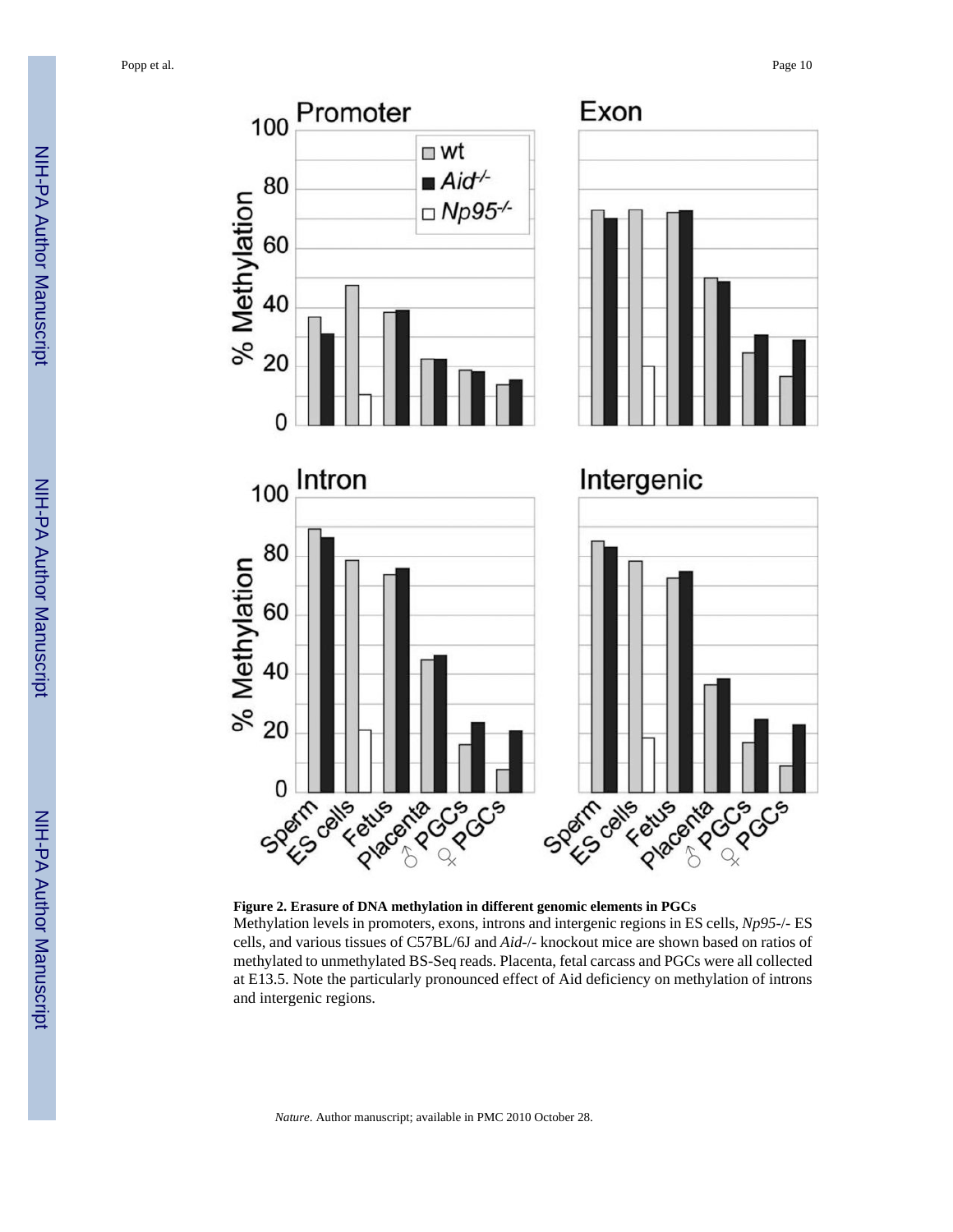**Figure 2. Erasure of DNA methylation in different genomic elements in PGCs**

Methylation levels in promoters, exons, introns and intergenic regions in ES cells, *Np95*-/- ES cells, and various tissues of C57BL/6J and *Aid*-/- knockout mice are shown based on ratios of methylated to unmethylated BS-Seq reads. Placenta, fetal carcass and PGCs were all collected at E13.5. Note the particularly pronounced effect of Aid deficiency on methylation of introns and intergenic regions.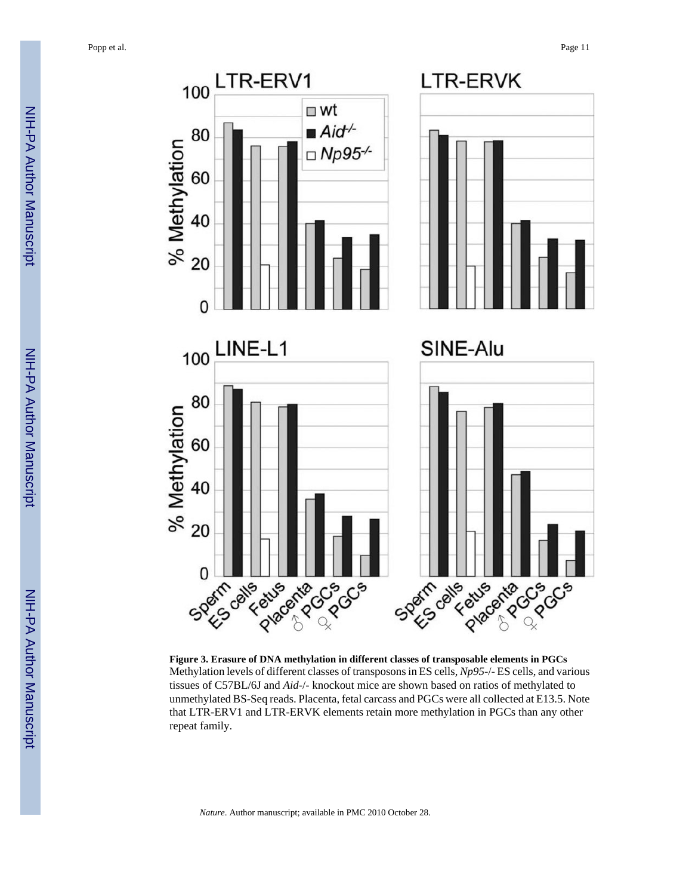**Figure 3. Erasure of DNA methylation in different classes of transposable elements in PGCs**

Methylation levels of different classes of transposons in ES cells, *Np95*-/- ES cells, and various tissues of C57BL/6J and *Aid*-/- knockout mice are shown based on ratios of methylated to unmethylated BS-Seq reads. Placenta, fetal carcass and PGCs were all collected at E13.5. Note that LTR-ERV1 and LTR-ERVK elements retain more methylation in PGCs than any other repeat family.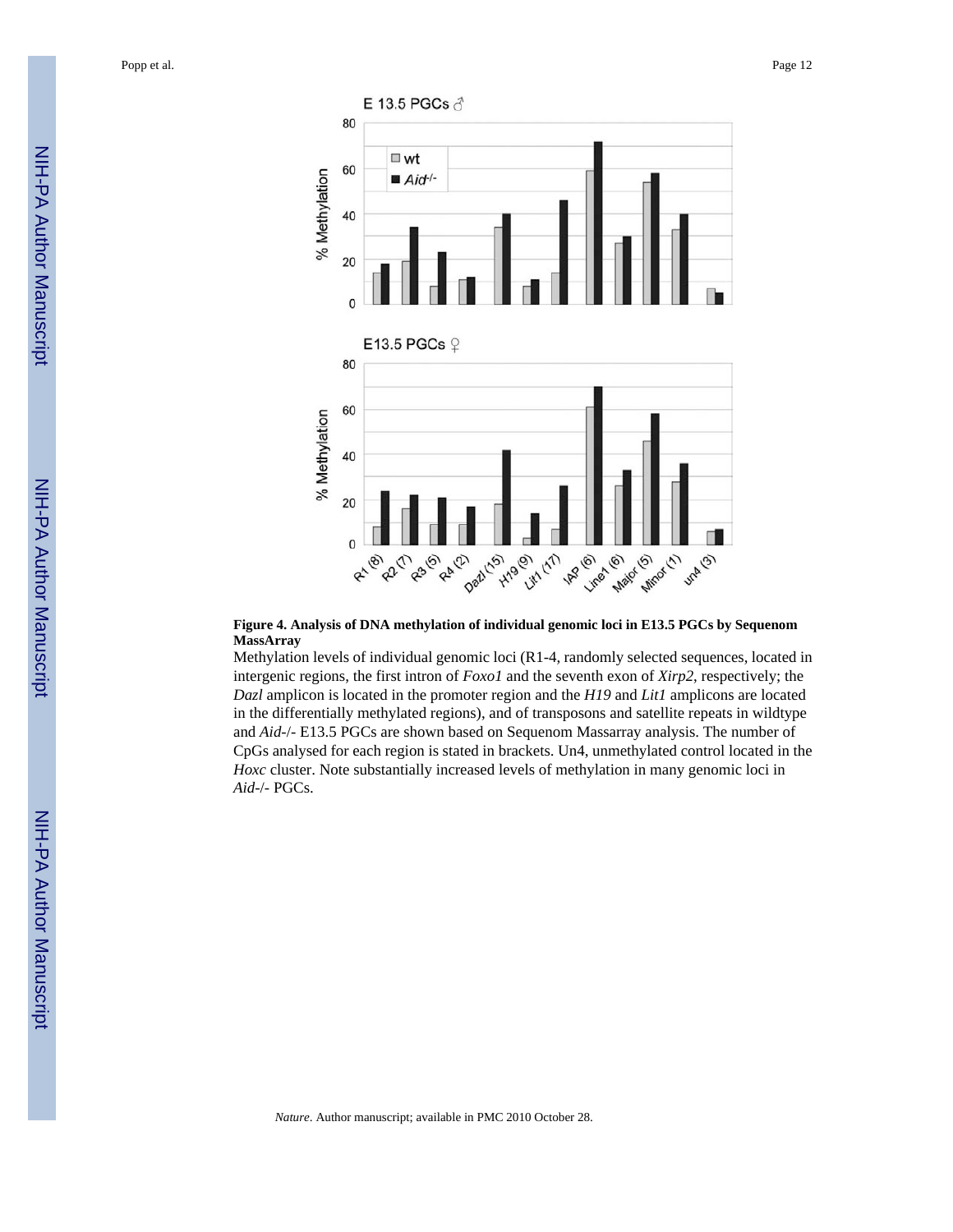E 13.5 PGCs ♂

80

60

40

20

0

% Methylation

wt

*Aid*-/-

E13.5 PGCs ♀

80

60

40

20

0

% Methylation

R1 (8) R2 (7) R3 (5) R4 (2) *Dazl* (15) *H19* (9) *Lit1* (17) IAP (6) Line1 (6) Major (5) Minor (1) un4 (3)

**Figure 4. Analysis of DNA methylation of individual genomic loci in E13.5 PGCs by Sequenom MassArray**

Methylation levels of individual genomic loci (R1-4, randomly selected sequences, located in intergenic regions, the first intron of *Foxo1* and the seventh exon of *Xirp2*, respectively; the *Dazl* amplicon is located in the promoter region and the *H19* and *Lit1* amplicons are located in the differentially methylated regions), and of transposons and satellite repeats in wildtype and *Aid*-/- E13.5 PGCs are shown based on Sequenom Massarray analysis. The number of CpGs analysed for each region is stated in brackets. Un4, unmethylated control located in the *Hoxc* cluster. Note substantially increased levels of methylation in many genomic loci in *Aid*-/- PGCs.